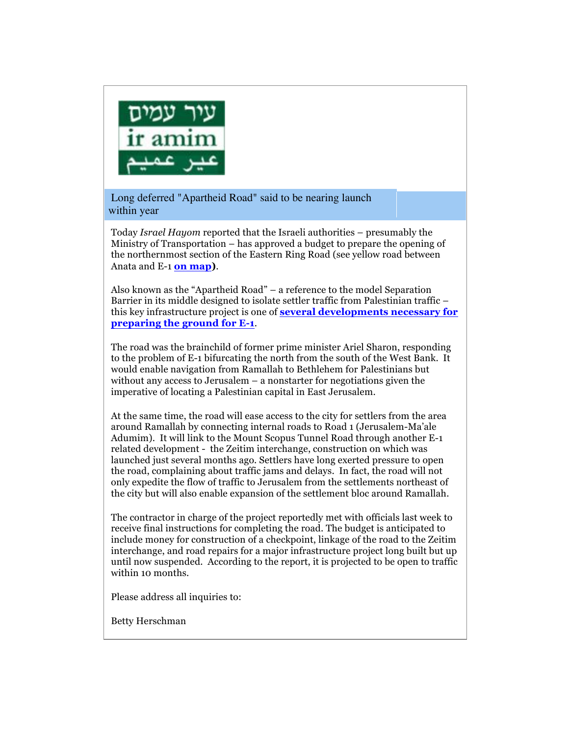עיר עמים

ir amim

عير عميم

## Long deferred "Apartheid Road" said to be nearing launch within year

Today *Israel Hayom* reported that the Israeli authorities – presumably the Ministry of Transportation – has approved a budget to prepare the opening of the northernmost section of the Eastern Ring Road (see yellow road between Anata and E-1 **[on map](#)**).

Also known as the "Apartheid Road" – a reference to the model Separation Barrier in its middle designed to isolate settler traffic from Palestinian traffic – this key infrastructure project is one of **[several developments necessary for preparing the ground for E-1](#)**.

The road was the brainchild of former prime minister Ariel Sharon, responding to the problem of E-1 bifurcating the north from the south of the West Bank. It would enable navigation from Ramallah to Bethlehem for Palestinians but without any access to Jerusalem – a nonstarter for negotiations given the imperative of locating a Palestinian capital in East Jerusalem.

At the same time, the road will ease access to the city for settlers from the area around Ramallah by connecting internal roads to Road 1 (Jerusalem-Ma'ale Adumim). It will link to the Mount Scopus Tunnel Road through another E-1 related development - the Zeitim interchange, construction on which was launched just several months ago. Settlers have long exerted pressure to open the road, complaining about traffic jams and delays. In fact, the road will not only expedite the flow of traffic to Jerusalem from the settlements northeast of the city but will also enable expansion of the settlement bloc around Ramallah.

The contractor in charge of the project reportedly met with officials last week to receive final instructions for completing the road. The budget is anticipated to include money for construction of a checkpoint, linkage of the road to the Zeitim interchange, and road repairs for a major infrastructure project long built but up until now suspended. According to the report, it is projected to be open to traffic within 10 months.

Please address all inquiries to:

Betty Herschman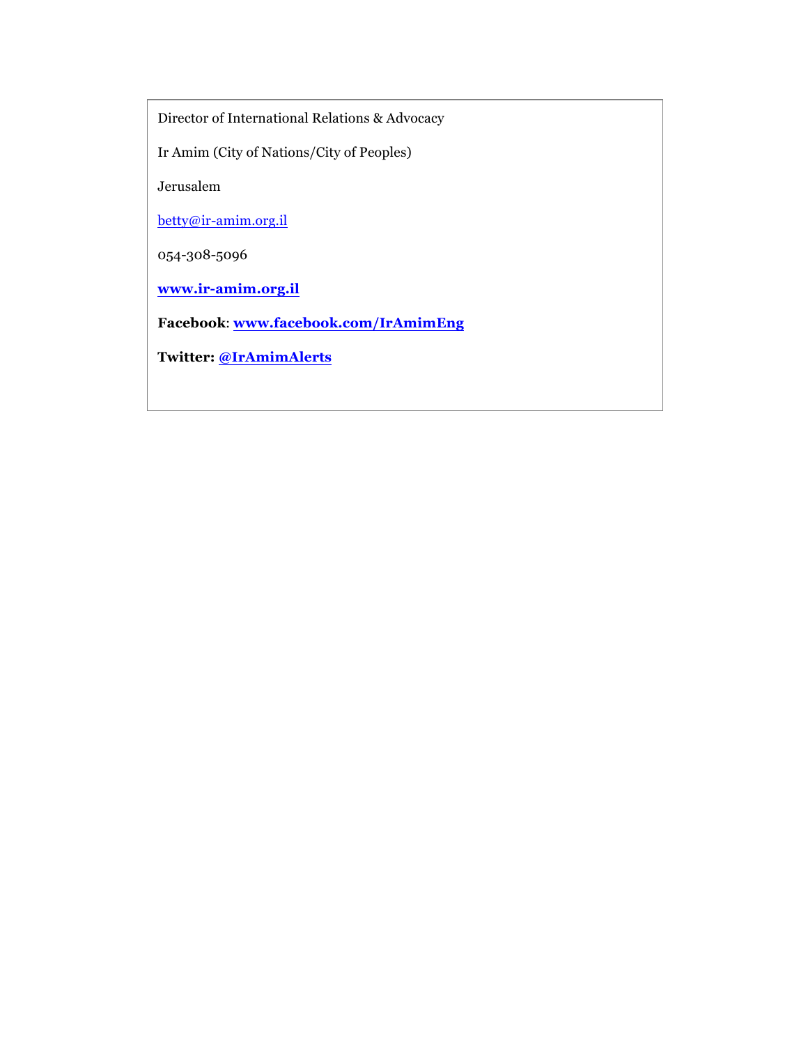Director of International Relations & Advocacy

Ir Amim (City of Nations/City of Peoples)

Jerusalem

betty@ir-amim.org.il

054-308-5096

**www.ir-amim.org.il**

**Facebook**: **www.facebook.com/IrAmimEng**

**Twitter: @IrAmimAlerts**